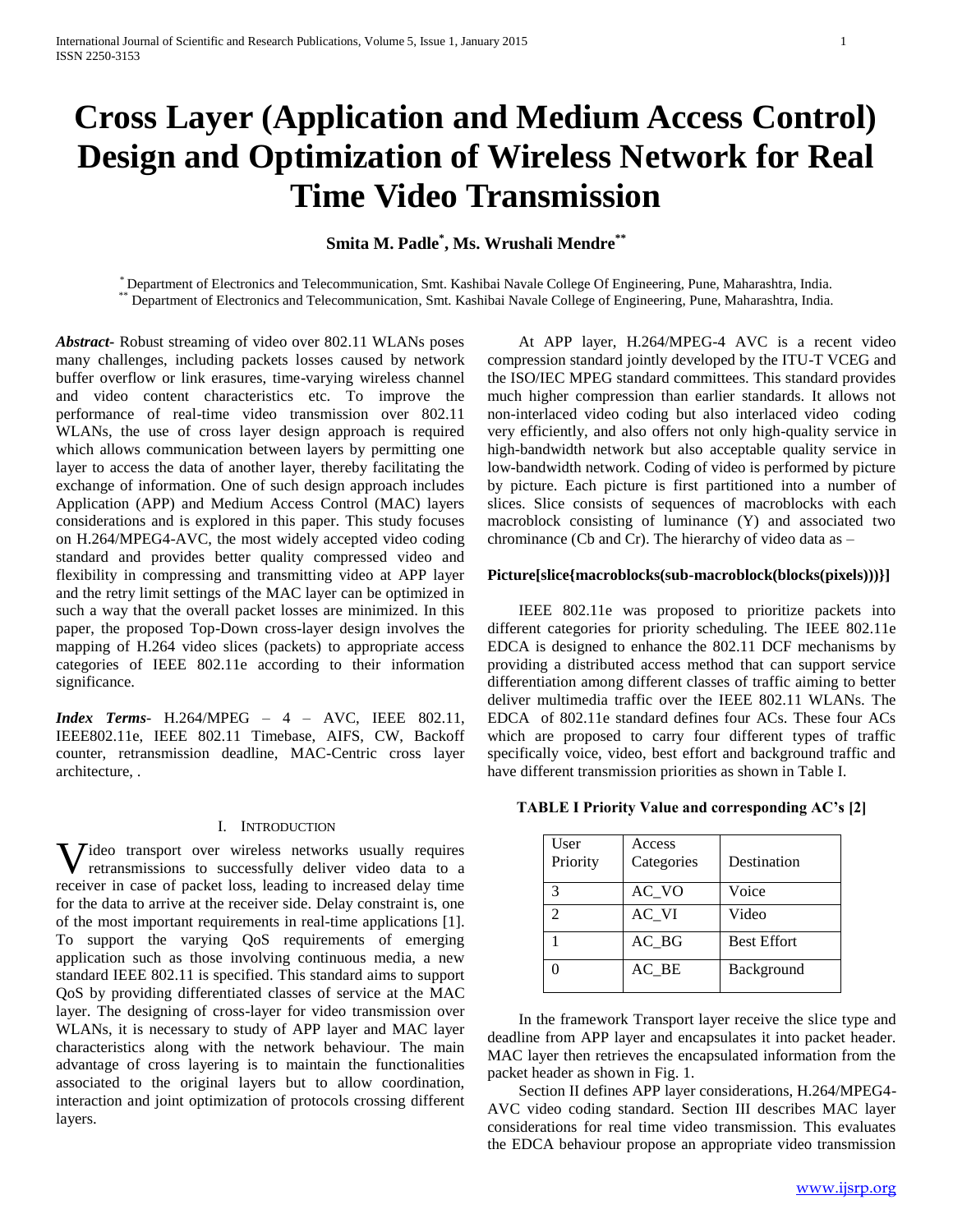# Cross Layer (Application and Medium Access Control) Design and Optimization of Wireless Network for Real Time Video Transmission

**Smita M. Padle[*], Ms. Wrushali Mendre[**]**

[*] Department of Electronics and Telecommunication, Smt. Kashibai Navale College Of Engineering, Pune, Maharashtra, India.
[**] Department of Electronics and Telecommunication, Smt. Kashibai Navale College of Engineering, Pune, Maharashtra, India.

***Abstract***- Robust streaming of video over 802.11 WLANs poses many challenges, including packets losses caused by network buffer overflow or link erasures, time-varying wireless channel and video content characteristics etc. To improve the performance of real-time video transmission over 802.11 WLANs, the use of cross layer design approach is required which allows communication between layers by permitting one layer to access the data of another layer, thereby facilitating the exchange of information. One of such design approach includes Application (APP) and Medium Access Control (MAC) layers considerations and is explored in this paper. This study focuses on H.264/MPEG4-AVC, the most widely accepted video coding standard and provides better quality compressed video and flexibility in compressing and transmitting video at APP layer and the retry limit settings of the MAC layer can be optimized in such a way that the overall packet losses are minimized. In this paper, the proposed Top-Down cross-layer design involves the mapping of H.264 video slices (packets) to appropriate access categories of IEEE 802.11e according to their information significance.

***Index Terms***- H.264/MPEG – 4 – AVC, IEEE 802.11, IEEE802.11e, IEEE 802.11 Timebase, AIFS, CW, Backoff counter, retransmission deadline, MAC-Centric cross layer architecture, .

## I. Introduction

Video transport over wireless networks usually requires retransmissions to successfully deliver video data to a receiver in case of packet loss, leading to increased delay time for the data to arrive at the receiver side. Delay constraint is, one of the most important requirements in real-time applications [1]. To support the varying QoS requirements of emerging application such as those involving continuous media, a new standard IEEE 802.11 is specified. This standard aims to support QoS by providing differentiated classes of service at the MAC layer. The designing of cross-layer for video transmission over WLANs, it is necessary to study of APP layer and MAC layer characteristics along with the network behaviour. The main advantage of cross layering is to maintain the functionalities associated to the original layers but to allow coordination, interaction and joint optimization of protocols crossing different layers.

At APP layer, H.264/MPEG-4 AVC is a recent video compression standard jointly developed by the ITU-T VCEG and the ISO/IEC MPEG standard committees. This standard provides much higher compression than earlier standards. It allows not non-interlaced video coding but also interlaced video coding very efficiently, and also offers not only high-quality service in high-bandwidth network but also acceptable quality service in low-bandwidth network. Coding of video is performed by picture by picture. Each picture is first partitioned into a number of slices. Slice consists of sequences of macroblocks with each macroblock consisting of luminance (Y) and associated two chrominance (Cb and Cr). The hierarchy of video data as –

**Picture[slice{macroblocks(sub-macroblock(blocks(pixels)))}]**

IEEE 802.11e was proposed to prioritize packets into different categories for priority scheduling. The IEEE 802.11e EDCA is designed to enhance the 802.11 DCF mechanisms by providing a distributed access method that can support service differentiation among different classes of traffic aiming to better deliver multimedia traffic over the IEEE 802.11 WLANs. The EDCA of 802.11e standard defines four ACs. These four ACs which are proposed to carry four different types of traffic specifically voice, video, best effort and background traffic and have different transmission priorities as shown in Table I.

**TABLE I Priority Value and corresponding AC's [2]**

| User Priority | Access Categories | Destination |
|---|---|---|
| 3 | AC_VO | Voice |
| 2 | AC_VI | Video |
| 1 | AC_BG | Best Effort |
| 0 | AC_BE | Background |

In the framework Transport layer receive the slice type and deadline from APP layer and encapsulates it into packet header. MAC layer then retrieves the encapsulated information from the packet header as shown in Fig. 1.

Section II defines APP layer considerations, H.264/MPEG4-AVC video coding standard. Section III describes MAC layer considerations for real time video transmission. This evaluates the EDCA behaviour propose an appropriate video transmission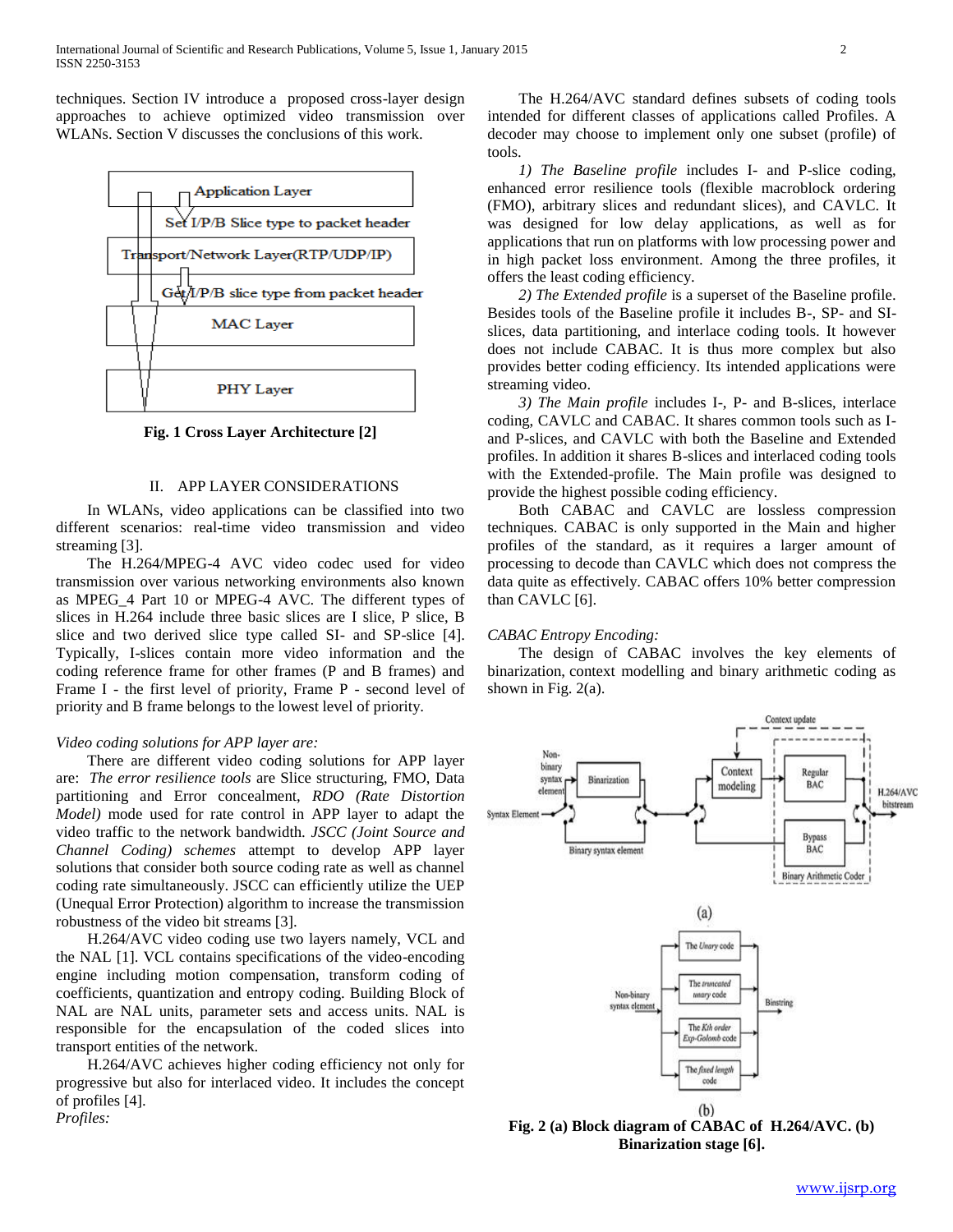techniques. Section IV introduce a proposed cross-layer design approaches to achieve optimized video transmission over WLANs. Section V discusses the conclusions of this work.

**Fig. 1 Cross Layer Architecture [2]**

## II. APP LAYER CONSIDERATIONS

In WLANs, video applications can be classified into two different scenarios: real-time video transmission and video streaming [3].

The H.264/MPEG-4 AVC video codec used for video transmission over various networking environments also known as MPEG_4 Part 10 or MPEG-4 AVC. The different types of slices in H.264 include three basic slices are I slice, P slice, B slice and two derived slice type called SI- and SP-slice [4]. Typically, I-slices contain more video information and the coding reference frame for other frames (P and B frames) and Frame I - the first level of priority, Frame P - second level of priority and B frame belongs to the lowest level of priority.

*Video coding solutions for APP layer are:*

There are different video coding solutions for APP layer are: *The error resilience tools* are Slice structuring, FMO, Data partitioning and Error concealment, *RDO (Rate Distortion Model)* mode used for rate control in APP layer to adapt the video traffic to the network bandwidth. *JSCC (Joint Source and Channel Coding) schemes* attempt to develop APP layer solutions that consider both source coding rate as well as channel coding rate simultaneously. JSCC can efficiently utilize the UEP (Unequal Error Protection) algorithm to increase the transmission robustness of the video bit streams [3].

H.264/AVC video coding use two layers namely, VCL and the NAL [1]. VCL contains specifications of the video-encoding engine including motion compensation, transform coding of coefficients, quantization and entropy coding. Building Block of NAL are NAL units, parameter sets and access units. NAL is responsible for the encapsulation of the coded slices into transport entities of the network.

H.264/AVC achieves higher coding efficiency not only for progressive but also for interlaced video. It includes the concept of profiles [4].

*Profiles:*

The H.264/AVC standard defines subsets of coding tools intended for different classes of applications called Profiles. A decoder may choose to implement only one subset (profile) of tools.

*1) The Baseline profile* includes I- and P-slice coding, enhanced error resilience tools (flexible macroblock ordering (FMO), arbitrary slices and redundant slices), and CAVLC. It was designed for low delay applications, as well as for applications that run on platforms with low processing power and in high packet loss environment. Among the three profiles, it offers the least coding efficiency.

*2) The Extended profile* is a superset of the Baseline profile. Besides tools of the Baseline profile it includes B-, SP- and SI-slices, data partitioning, and interlace coding tools. It however does not include CABAC. It is thus more complex but also provides better coding efficiency. Its intended applications were streaming video.

*3) The Main profile* includes I-, P- and B-slices, interlace coding, CAVLC and CABAC. It shares common tools such as I- and P-slices, and CAVLC with both the Baseline and Extended profiles. In addition it shares B-slices and interlaced coding tools with the Extended-profile. The Main profile was designed to provide the highest possible coding efficiency.

Both CABAC and CAVLC are lossless compression techniques. CABAC is only supported in the Main and higher profiles of the standard, as it requires a larger amount of processing to decode than CAVLC which does not compress the data quite as effectively. CABAC offers 10% better compression than CAVLC [6].

*CABAC Entropy Encoding:*

The design of CABAC involves the key elements of binarization, context modelling and binary arithmetic coding as shown in Fig. 2(a).

**Fig. 2 (a) Block diagram of CABAC of H.264/AVC. (b) Binarization stage [6].**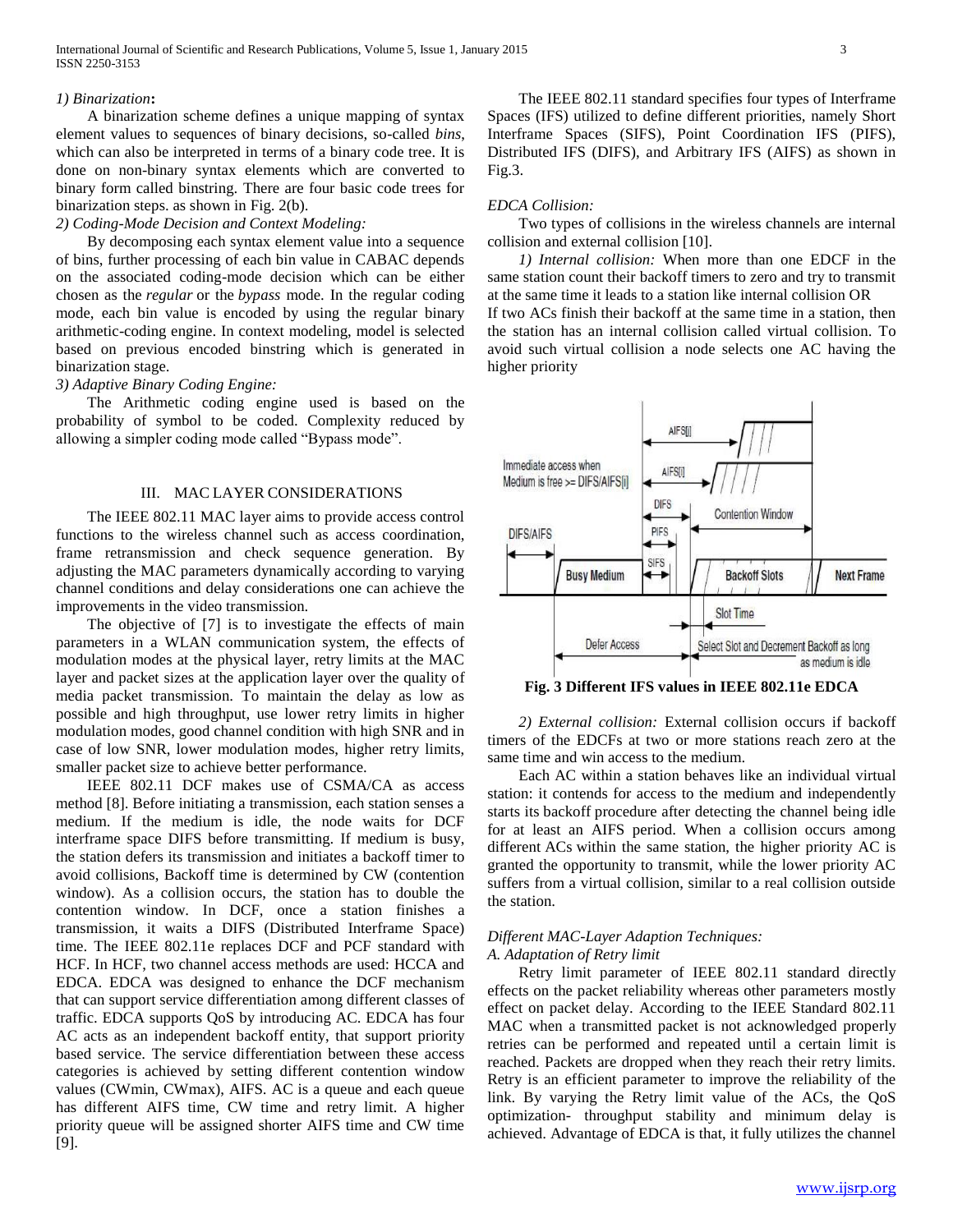*1) Binarization***:**

A binarization scheme defines a unique mapping of syntax element values to sequences of binary decisions, so-called *bins*, which can also be interpreted in terms of a binary code tree. It is done on non-binary syntax elements which are converted to binary form called binstring. There are four basic code trees for binarization steps. as shown in Fig. 2(b).

*2) Coding-Mode Decision and Context Modeling:*

By decomposing each syntax element value into a sequence of bins, further processing of each bin value in CABAC depends on the associated coding-mode decision which can be either chosen as the *regular* or the *bypass* mode. In the regular coding mode, each bin value is encoded by using the regular binary arithmetic-coding engine. In context modeling, model is selected based on previous encoded binstring which is generated in binarization stage.

*3) Adaptive Binary Coding Engine:*

The Arithmetic coding engine used is based on the probability of symbol to be coded. Complexity reduced by allowing a simpler coding mode called "Bypass mode".

## III. MAC LAYER CONSIDERATIONS

The IEEE 802.11 MAC layer aims to provide access control functions to the wireless channel such as access coordination, frame retransmission and check sequence generation. By adjusting the MAC parameters dynamically according to varying channel conditions and delay considerations one can achieve the improvements in the video transmission.

The objective of [7] is to investigate the effects of main parameters in a WLAN communication system, the effects of modulation modes at the physical layer, retry limits at the MAC layer and packet sizes at the application layer over the quality of media packet transmission. To maintain the delay as low as possible and high throughput, use lower retry limits in higher modulation modes, good channel condition with high SNR and in case of low SNR, lower modulation modes, higher retry limits, smaller packet size to achieve better performance.

IEEE 802.11 DCF makes use of CSMA/CA as access method [8]. Before initiating a transmission, each station senses a medium. If the medium is idle, the node waits for DCF interframe space DIFS before transmitting. If medium is busy, the station defers its transmission and initiates a backoff timer to avoid collisions, Backoff time is determined by CW (contention window). As a collision occurs, the station has to double the contention window. In DCF, once a station finishes a transmission, it waits a DIFS (Distributed Interframe Space) time. The IEEE 802.11e replaces DCF and PCF standard with HCF. In HCF, two channel access methods are used: HCCA and EDCA. EDCA was designed to enhance the DCF mechanism that can support service differentiation among different classes of traffic. EDCA supports QoS by introducing AC. EDCA has four AC acts as an independent backoff entity, that support priority based service. The service differentiation between these access categories is achieved by setting different contention window values (CWmin, CWmax), AIFS. AC is a queue and each queue has different AIFS time, CW time and retry limit. A higher priority queue will be assigned shorter AIFS time and CW time [9].

The IEEE 802.11 standard specifies four types of Interframe Spaces (IFS) utilized to define different priorities, namely Short Interframe Spaces (SIFS), Point Coordination IFS (PIFS), Distributed IFS (DIFS), and Arbitrary IFS (AIFS) as shown in Fig.3.

*EDCA Collision:*

Two types of collisions in the wireless channels are internal collision and external collision [10].

*1) Internal collision:* When more than one EDCF in the same station count their backoff timers to zero and try to transmit at the same time it leads to a station like internal collision OR If two ACs finish their backoff at the same time in a station, then the station has an internal collision called virtual collision. To avoid such virtual collision a node selects one AC having the higher priority

**Fig. 3 Different IFS values in IEEE 802.11e EDCA**

*2) External collision:* External collision occurs if backoff timers of the EDCFs at two or more stations reach zero at the same time and win access to the medium.

Each AC within a station behaves like an individual virtual station: it contends for access to the medium and independently starts its backoff procedure after detecting the channel being idle for at least an AIFS period. When a collision occurs among different ACs within the same station, the higher priority AC is granted the opportunity to transmit, while the lower priority AC suffers from a virtual collision, similar to a real collision outside the station.

*Different MAC-Layer Adaption Techniques:*

*A. Adaptation of Retry limit*

Retry limit parameter of IEEE 802.11 standard directly effects on the packet reliability whereas other parameters mostly effect on packet delay. According to the IEEE Standard 802.11 MAC when a transmitted packet is not acknowledged properly retries can be performed and repeated until a certain limit is reached. Packets are dropped when they reach their retry limits. Retry is an efficient parameter to improve the reliability of the link. By varying the Retry limit value of the ACs, the QoS optimization- throughput stability and minimum delay is achieved. Advantage of EDCA is that, it fully utilizes the channel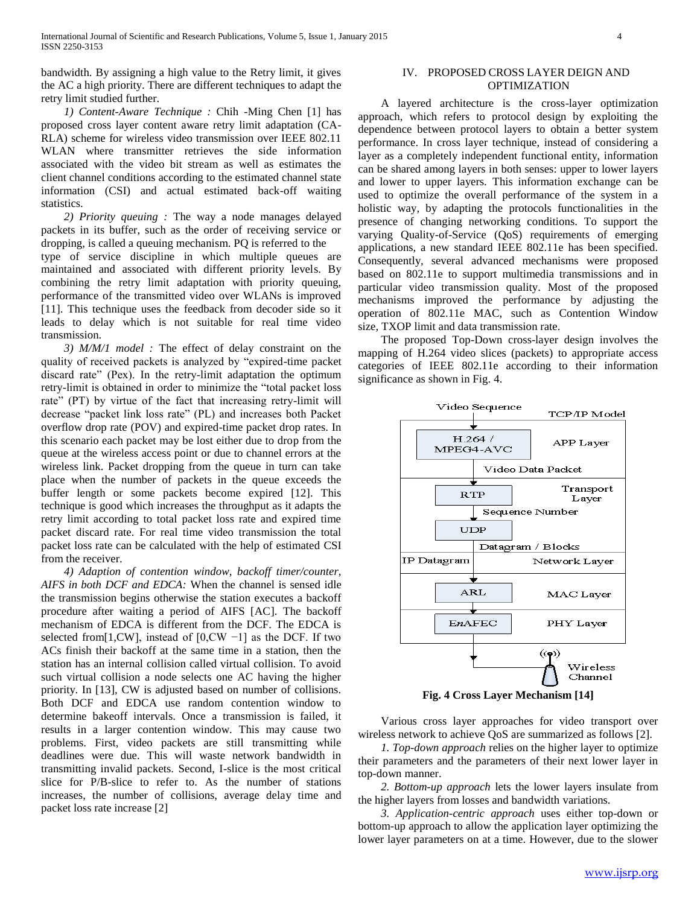bandwidth. By assigning a high value to the Retry limit, it gives the AC a high priority. There are different techniques to adapt the retry limit studied further.

*1) Content-Aware Technique :* Chih -Ming Chen [1] has proposed cross layer content aware retry limit adaptation (CA-RLA) scheme for wireless video transmission over IEEE 802.11 WLAN where transmitter retrieves the side information associated with the video bit stream as well as estimates the client channel conditions according to the estimated channel state information (CSI) and actual estimated back-off waiting statistics.

*2) Priority queuing :* The way a node manages delayed packets in its buffer, such as the order of receiving service or dropping, is called a queuing mechanism. PQ is referred to the type of service discipline in which multiple queues are maintained and associated with different priority levels. By combining the retry limit adaptation with priority queuing, performance of the transmitted video over WLANs is improved [11]. This technique uses the feedback from decoder side so it leads to delay which is not suitable for real time video transmission.

*3) M/M/1 model :* The effect of delay constraint on the quality of received packets is analyzed by "expired-time packet discard rate" (Pex). In the retry-limit adaptation the optimum retry-limit is obtained in order to minimize the "total packet loss rate" (PT) by virtue of the fact that increasing retry-limit will decrease "packet link loss rate" (PL) and increases both Packet overflow drop rate (POV) and expired-time packet drop rates. In this scenario each packet may be lost either due to drop from the queue at the wireless access point or due to channel errors at the wireless link. Packet dropping from the queue in turn can take place when the number of packets in the queue exceeds the buffer length or some packets become expired [12]. This technique is good which increases the throughput as it adapts the retry limit according to total packet loss rate and expired time packet discard rate. For real time video transmission the total packet loss rate can be calculated with the help of estimated CSI from the receiver.

*4) Adaption of contention window, backoff timer/counter, AIFS in both DCF and EDCA:* When the channel is sensed idle the transmission begins otherwise the station executes a backoff procedure after waiting a period of AIFS [AC]. The backoff mechanism of EDCA is different from the DCF. The EDCA is selected from[1,CW], instead of [0,CW −1] as the DCF. If two ACs finish their backoff at the same time in a station, then the station has an internal collision called virtual collision. To avoid such virtual collision a node selects one AC having the higher priority. In [13], CW is adjusted based on number of collisions. Both DCF and EDCA use random contention window to determine bakeoff intervals. Once a transmission is failed, it results in a larger contention window. This may cause two problems. First, video packets are still transmitting while deadlines were due. This will waste network bandwidth in transmitting invalid packets. Second, I-slice is the most critical slice for P/B-slice to refer to. As the number of stations increases, the number of collisions, average delay time and packet loss rate increase [2]

## IV. PROPOSED CROSS LAYER DEIGN AND OPTIMIZATION

A layered architecture is the cross-layer optimization approach, which refers to protocol design by exploiting the dependence between protocol layers to obtain a better system performance. In cross layer technique, instead of considering a layer as a completely independent functional entity, information can be shared among layers in both senses: upper to lower layers and lower to upper layers. This information exchange can be used to optimize the overall performance of the system in a holistic way, by adapting the protocols functionalities in the presence of changing networking conditions. To support the varying Quality-of-Service (QoS) requirements of emerging applications, a new standard IEEE 802.11e has been specified. Consequently, several advanced mechanisms were proposed based on 802.11e to support multimedia transmissions and in particular video transmission quality. Most of the proposed mechanisms improved the performance by adjusting the operation of 802.11e MAC, such as Contention Window size, TXOP limit and data transmission rate.

The proposed Top-Down cross-layer design involves the mapping of H.264 video slices (packets) to appropriate access categories of IEEE 802.11e according to their information significance as shown in Fig. 4.

**Fig. 4 Cross Layer Mechanism [14]**

Various cross layer approaches for video transport over wireless network to achieve QoS are summarized as follows [2].

*1. Top-down approach* relies on the higher layer to optimize their parameters and the parameters of their next lower layer in top-down manner.

*2. Bottom-up approach* lets the lower layers insulate from the higher layers from losses and bandwidth variations.

*3. Application-centric approach* uses either top-down or bottom-up approach to allow the application layer optimizing the lower layer parameters on at a time. However, due to the slower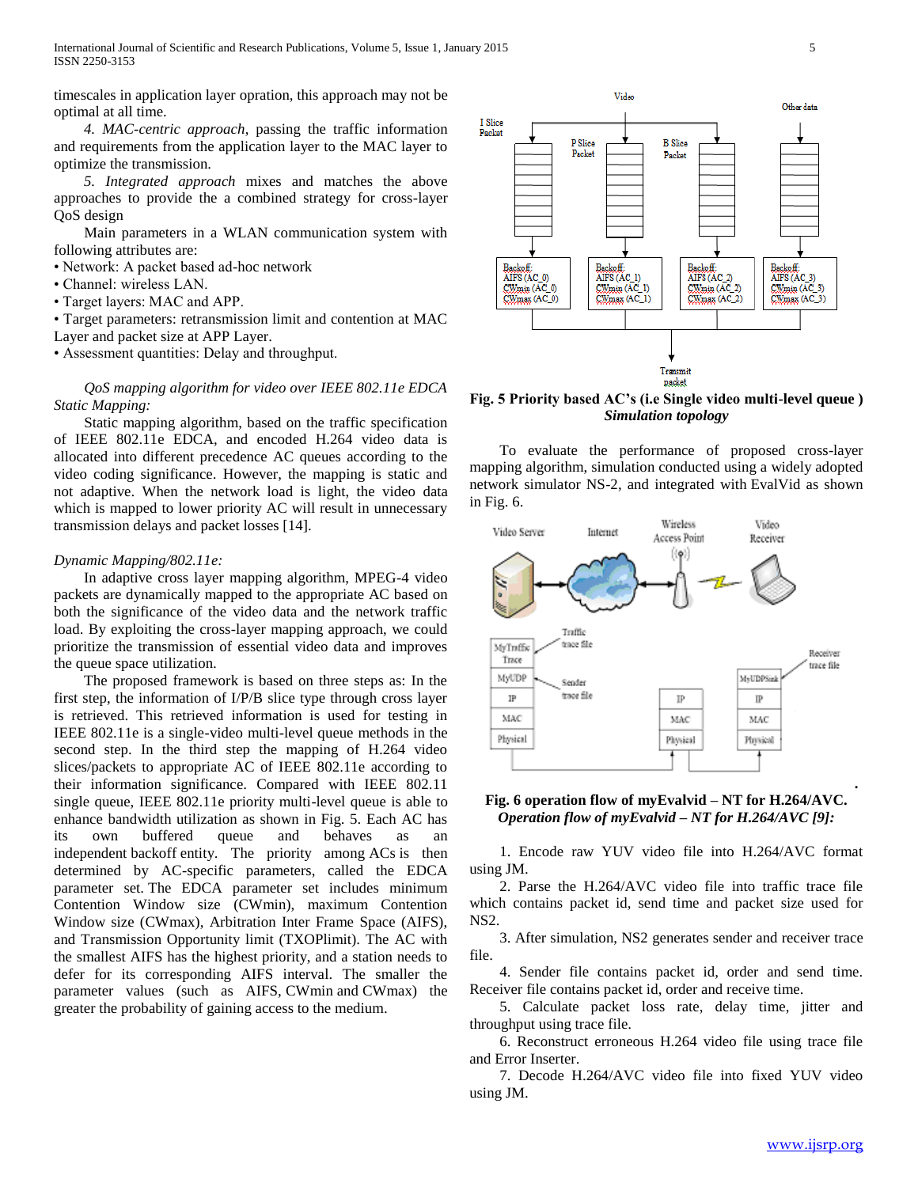timescales in application layer opration, this approach may not be optimal at all time.

*4. MAC-centric approach*, passing the traffic information and requirements from the application layer to the MAC layer to optimize the transmission.

*5. Integrated approach* mixes and matches the above approaches to provide the a combined strategy for cross-layer QoS design

Main parameters in a WLAN communication system with following attributes are:

- Network: A packet based ad-hoc network
- Channel: wireless LAN.
- Target layers: MAC and APP.
- Target parameters: retransmission limit and contention at MAC Layer and packet size at APP Layer.
- Assessment quantities: Delay and throughput.

*QoS mapping algorithm for video over IEEE 802.11e EDCA Static Mapping:*

Static mapping algorithm, based on the traffic specification of IEEE 802.11e EDCA, and encoded H.264 video data is allocated into different precedence AC queues according to the video coding significance. However, the mapping is static and not adaptive. When the network load is light, the video data which is mapped to lower priority AC will result in unnecessary transmission delays and packet losses [14].

*Dynamic Mapping/802.11e:*

In adaptive cross layer mapping algorithm, MPEG-4 video packets are dynamically mapped to the appropriate AC based on both the significance of the video data and the network traffic load. By exploiting the cross-layer mapping approach, we could prioritize the transmission of essential video data and improves the queue space utilization.

The proposed framework is based on three steps as: In the first step, the information of I/P/B slice type through cross layer is retrieved. This retrieved information is used for testing in IEEE 802.11e is a single-video multi-level queue methods in the second step. In the third step the mapping of H.264 video slices/packets to appropriate AC of IEEE 802.11e according to their information significance. Compared with IEEE 802.11 single queue, IEEE 802.11e priority multi-level queue is able to enhance bandwidth utilization as shown in Fig. 5. Each AC has its own buffered queue and behaves as an independent backoff entity. The priority among ACs is then determined by AC-specific parameters, called the EDCA parameter set. The EDCA parameter set includes minimum Contention Window size (CWmin), maximum Contention Window size (CWmax), Arbitration Inter Frame Space (AIFS), and Transmission Opportunity limit (TXOPlimit). The AC with the smallest AIFS has the highest priority, and a station needs to defer for its corresponding AIFS interval. The smaller the parameter values (such as AIFS, CWmin and CWmax) the greater the probability of gaining access to the medium.

**Fig. 5 Priority based AC's (i.e Single video multi-level queue )**

***Simulation topology***

To evaluate the performance of proposed cross-layer mapping algorithm, simulation conducted using a widely adopted network simulator NS-2, and integrated with EvalVid as shown in Fig. 6.

**Fig. 6 operation flow of myEvalvid – NT for H.264/AVC.**

***Operation flow of myEvalvid – NT for H.264/AVC [9]:***

1. Encode raw YUV video file into H.264/AVC format using JM.
2. Parse the H.264/AVC video file into traffic trace file which contains packet id, send time and packet size used for NS2.
3. After simulation, NS2 generates sender and receiver trace file.
4. Sender file contains packet id, order and send time. Receiver file contains packet id, order and receive time.
5. Calculate packet loss rate, delay time, jitter and throughput using trace file.
6. Reconstruct erroneous H.264 video file using trace file and Error Inserter.
7. Decode H.264/AVC video file into fixed YUV video using JM.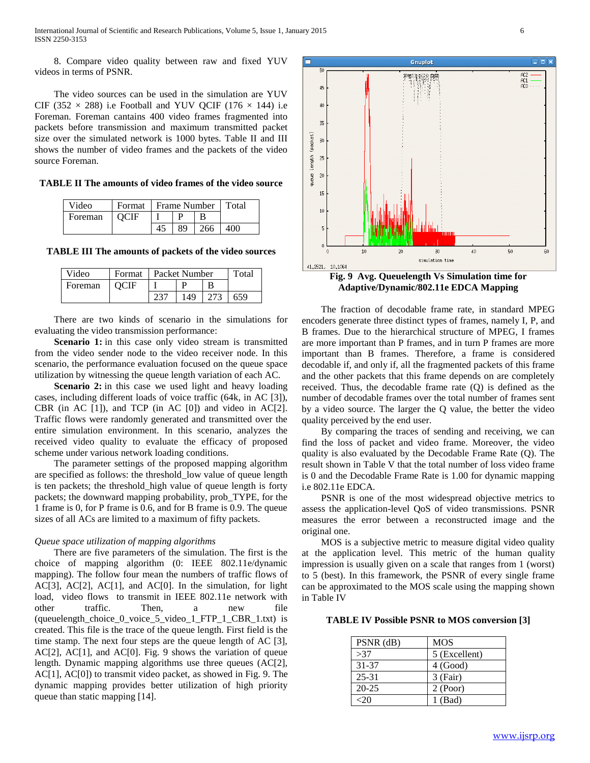8. Compare video quality between raw and fixed YUV videos in terms of PSNR.

The video sources can be used in the simulation are YUV CIF (352 × 288) i.e Football and YUV QCIF (176 × 144) i.e Foreman. Foreman cantains 400 video frames fragmented into packets before transmission and maximum transmitted packet size over the simulated network is 1000 bytes. Table II and III shows the number of video frames and the packets of the video source Foreman.

**TABLE II The amounts of video frames of the video source**

| Video | Format | Frame Number | | | Total |
|---|---|---|---|---|---|
| | | I | P | B | |
| Foreman | QCIF | 45 | 89 | 266 | 400 |

**TABLE III The amounts of packets of the video sources**

| Video | Format | Packet Number | | | Total |
|---|---|---|---|---|---|
| | | I | P | B | |
| Foreman | QCIF | 237 | 149 | 273 | 659 |

There are two kinds of scenario in the simulations for evaluating the video transmission performance:

**Scenario 1:** in this case only video stream is transmitted from the video sender node to the video receiver node. In this scenario, the performance evaluation focused on the queue space utilization by witnessing the queue length variation of each AC.

**Scenario 2:** in this case we used light and heavy loading cases, including different loads of voice traffic (64k, in AC [3]), CBR (in AC [1]), and TCP (in AC [0]) and video in AC[2]. Traffic flows were randomly generated and transmitted over the entire simulation environment. In this scenario, analyzes the received video quality to evaluate the efficacy of proposed scheme under various network loading conditions.

The parameter settings of the proposed mapping algorithm are specified as follows: the threshold_low value of queue length is ten packets; the threshold_high value of queue length is forty packets; the downward mapping probability, prob_TYPE, for the 1 frame is 0, for P frame is 0.6, and for B frame is 0.9. The queue sizes of all ACs are limited to a maximum of fifty packets.

*Queue space utilization of mapping algorithms*

There are five parameters of the simulation. The first is the choice of mapping algorithm (0: IEEE 802.11e/dynamic mapping). The follow four mean the numbers of traffic flows of AC[3], AC[2], AC[1], and AC[0]. In the simulation, for light load, video flows to transmit in IEEE 802.11e network with other traffic. Then, a new file (queuelength_choice_0_voice_5_video_1_FTP_1_CBR_1.txt) is created. This file is the trace of the queue length. First field is the time stamp. The next four steps are the queue length of AC [3], AC[2], AC[1], and AC[0]. Fig. 9 shows the variation of queue length. Dynamic mapping algorithms use three queues (AC[2], AC[1], AC[0]) to transmit video packet, as showed in Fig. 9. The dynamic mapping provides better utilization of high priority queue than static mapping [14].

**Fig. 9 Avg. Queuelength Vs Simulation time for Adaptive/Dynamic/802.11e EDCA Mapping**

The fraction of decodable frame rate, in standard MPEG encoders generate three distinct types of frames, namely I, P, and B frames. Due to the hierarchical structure of MPEG, I frames are more important than P frames, and in turn P frames are more important than B frames. Therefore, a frame is considered decodable if, and only if, all the fragmented packets of this frame and the other packets that this frame depends on are completely received. Thus, the decodable frame rate (Q) is defined as the number of decodable frames over the total number of frames sent by a video source. The larger the Q value, the better the video quality perceived by the end user.

By comparing the traces of sending and receiving, we can find the loss of packet and video frame. Moreover, the video quality is also evaluated by the Decodable Frame Rate (Q). The result shown in Table V that the total number of loss video frame is 0 and the Decodable Frame Rate is 1.00 for dynamic mapping i.e 802.11e EDCA.

PSNR is one of the most widespread objective metrics to assess the application-level QoS of video transmissions. PSNR measures the error between a reconstructed image and the original one.

MOS is a subjective metric to measure digital video quality at the application level. This metric of the human quality impression is usually given on a scale that ranges from 1 (worst) to 5 (best). In this framework, the PSNR of every single frame can be approximated to the MOS scale using the mapping shown in Table IV

**TABLE IV Possible PSNR to MOS conversion [3]**

| PSNR (dB) | MOS |
|---|---|
| >37 | 5 (Excellent) |
| 31-37 | 4 (Good) |
| 25-31 | 3 (Fair) |
| 20-25 | 2 (Poor) |
| <20 | 1 (Bad) |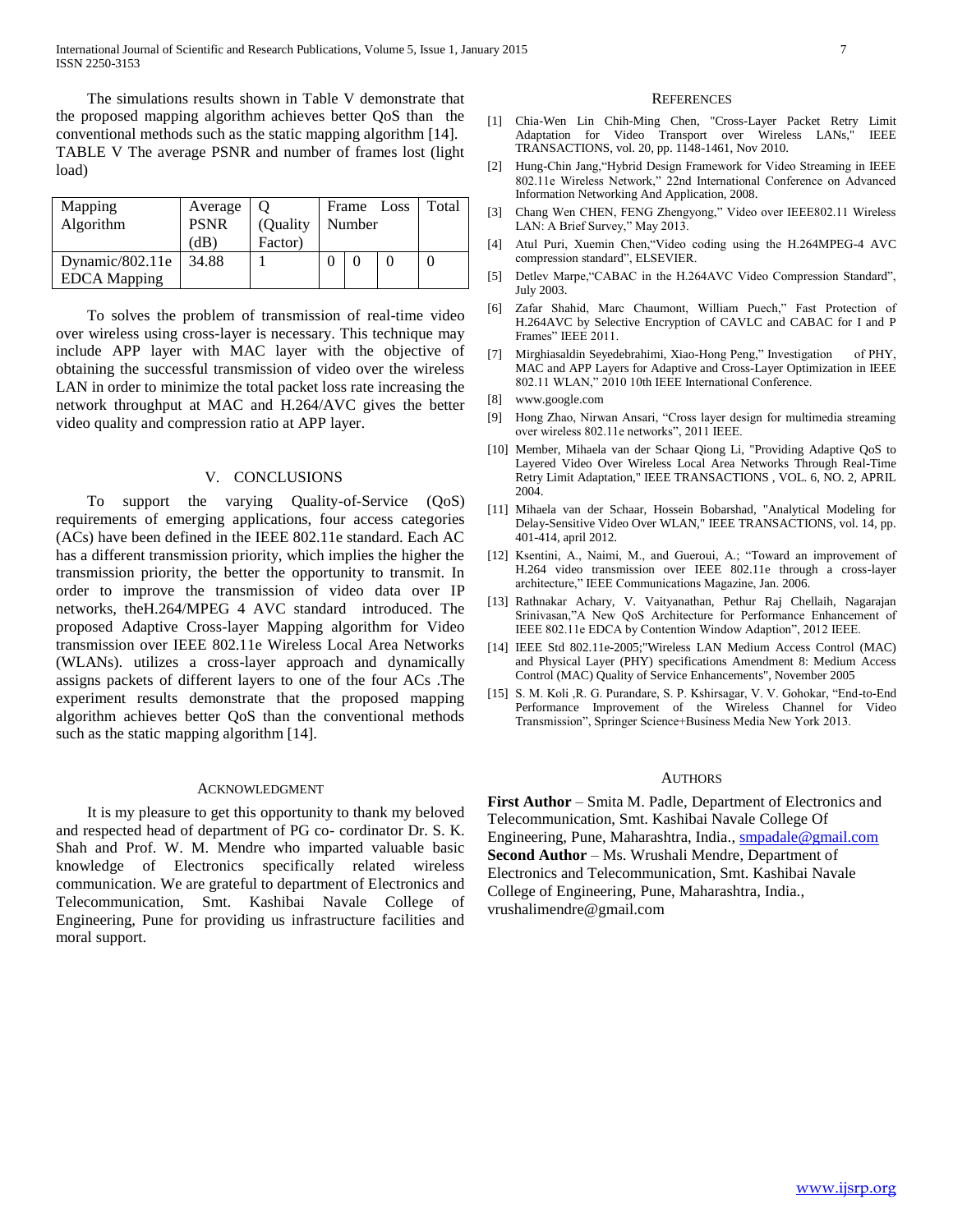The simulations results shown in Table V demonstrate that the proposed mapping algorithm achieves better QoS than the conventional methods such as the static mapping algorithm [14].

TABLE V The average PSNR and number of frames lost (light load)

| Mapping Algorithm | Average PSNR (dB) | Q (Quality Factor) | Frame Loss Number | | | Total |
|---|---|---|---|---|---|---|
| Dynamic/802.11e EDCA Mapping | 34.88 | 1 | 0 | 0 | 0 | 0 |

To solves the problem of transmission of real-time video over wireless using cross-layer is necessary. This technique may include APP layer with MAC layer with the objective of obtaining the successful transmission of video over the wireless LAN in order to minimize the total packet loss rate increasing the network throughput at MAC and H.264/AVC gives the better video quality and compression ratio at APP layer.

## V. CONCLUSIONS

To support the varying Quality-of-Service (QoS) requirements of emerging applications, four access categories (ACs) have been defined in the IEEE 802.11e standard. Each AC has a different transmission priority, which implies the higher the transmission priority, the better the opportunity to transmit. In order to improve the transmission of video data over IP networks, theH.264/MPEG 4 AVC standard introduced. The proposed Adaptive Cross-layer Mapping algorithm for Video transmission over IEEE 802.11e Wireless Local Area Networks (WLANs). utilizes a cross-layer approach and dynamically assigns packets of different layers to one of the four ACs .The experiment results demonstrate that the proposed mapping algorithm achieves better QoS than the conventional methods such as the static mapping algorithm [14].

## ACKNOWLEDGMENT

It is my pleasure to get this opportunity to thank my beloved and respected head of department of PG co- coordinator Dr. S. K. Shah and Prof. W. M. Mendre who imparted valuable basic knowledge of Electronics specifically related wireless communication. We are grateful to department of Electronics and Telecommunication, Smt. Kashibai Navale College of Engineering, Pune for providing us infrastructure facilities and moral support.

## REFERENCES

[1] Chia-Wen Lin Chih-Ming Chen, "Cross-Layer Packet Retry Limit Adaptation for Video Transport over Wireless LANs," IEEE TRANSACTIONS, vol. 20, pp. 1148-1461, Nov 2010.

[2] Hung-Chin Jang,"Hybrid Design Framework for Video Streaming in IEEE 802.11e Wireless Network," 22nd International Conference on Advanced Information Networking And Application, 2008.

[3] Chang Wen CHEN, FENG Zhengyong," Video over IEEE802.11 Wireless LAN: A Brief Survey," May 2013.

[4] Atul Puri, Xuemin Chen,"Video coding using the H.264MPEG-4 AVC compression standard", ELSEVIER.

[5] Detlev Marpe,"CABAC in the H.264AVC Video Compression Standard", July 2003.

[6] Zafar Shahid, Marc Chaumont, William Puech," Fast Protection of H.264AVC by Selective Encryption of CAVLC and CABAC for I and P Frames" IEEE 2011.

[7] Mirghiasaldin Seyedebrahimi, Xiao-Hong Peng," Investigation of PHY, MAC and APP Layers for Adaptive and Cross-Layer Optimization in IEEE 802.11 WLAN," 2010 10th IEEE International Conference.

[8] www.google.com

[9] Hong Zhao, Nirwan Ansari, "Cross layer design for multimedia streaming over wireless 802.11e networks", 2011 IEEE.

[10] Member, Mihaela van der Schaar Qiong Li, "Providing Adaptive QoS to Layered Video Over Wireless Local Area Networks Through Real-Time Retry Limit Adaptation," IEEE TRANSACTIONS , VOL. 6, NO. 2, APRIL 2004.

[11] Mihaela van der Schaar, Hossein Bobarshad, "Analytical Modeling for Delay-Sensitive Video Over WLAN," IEEE TRANSACTIONS, vol. 14, pp. 401-414, april 2012.

[12] Ksentini, A., Naimi, M., and Gueroui, A.; "Toward an improvement of H.264 video transmission over IEEE 802.11e through a cross-layer architecture," IEEE Communications Magazine, Jan. 2006.

[13] Rathnakar Achary, V. Vaityanathan, Pethur Raj Chellaih, Nagarajan Srinivasan,"A New QoS Architecture for Performance Enhancement of IEEE 802.11e EDCA by Contention Window Adaption", 2012 IEEE.

[14] IEEE Std 802.11e-2005;"Wireless LAN Medium Access Control (MAC) and Physical Layer (PHY) specifications Amendment 8: Medium Access Control (MAC) Quality of Service Enhancements", November 2005

[15] S. M. Koli ,R. G. Purandare, S. P. Kshirsagar, V. V. Gohokar, "End-to-End Performance Improvement of the Wireless Channel for Video Transmission", Springer Science+Business Media New York 2013.

## AUTHORS

**First Author** – Smita M. Padle, Department of Electronics and Telecommunication, Smt. Kashibai Navale College Of Engineering, Pune, Maharashtra, India., smpadale@gmail.com

**Second Author** – Ms. Wrushali Mendre, Department of Electronics and Telecommunication, Smt. Kashibai Navale College of Engineering, Pune, Maharashtra, India., vrushalimendre@gmail.com